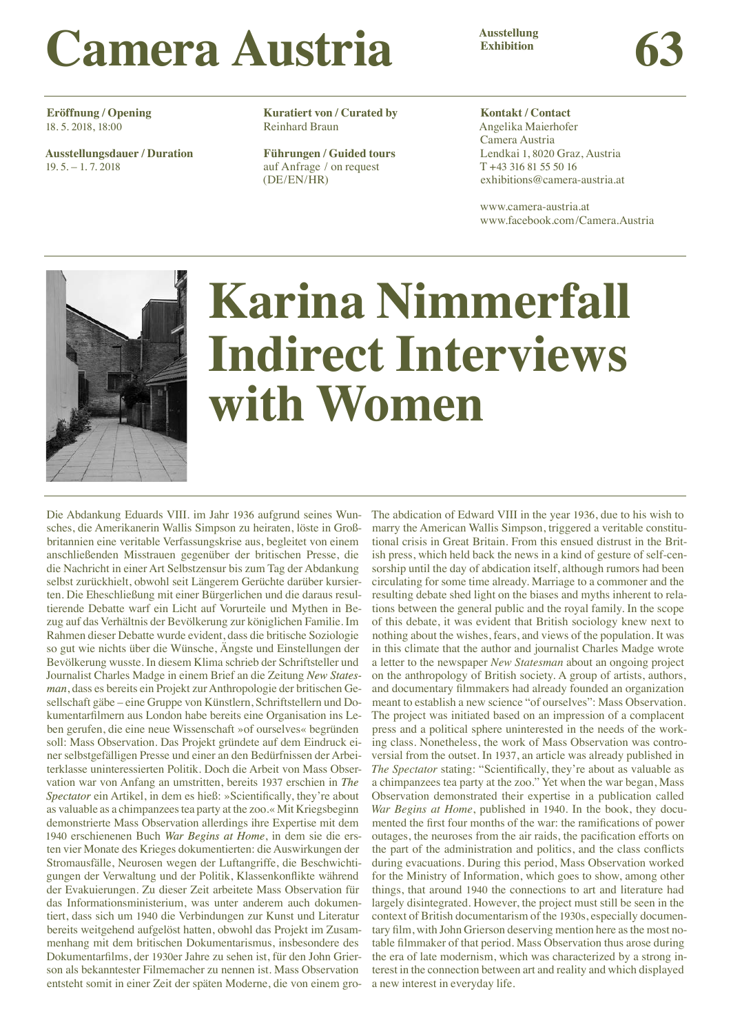# Camera Austria

**Ausstellung Exhibition** **63**

**Eröffnung / Opening**
18. 5. 2018, 18:00

**Ausstellungsdauer / Duration**
19. 5. – 1. 7. 2018

**Kuratiert von / Curated by**
Reinhard Braun

**Führungen / Guided tours**
auf Anfrage / on request
(DE/EN/HR)

**Kontakt / Contact**
Angelika Maierhofer
Camera Austria
Lendkai 1, 8020 Graz, Austria
T +43 316 81 55 50 16
exhibitions@camera-austria.at

www.camera-austria.at
www.facebook.com/Camera.Austria

## Karina Nimmerfall Indirect Interviews with Women

Die Abdankung Eduards VIII. im Jahr 1936 aufgrund seines Wunsches, die Amerikanerin Wallis Simpson zu heiraten, löste in Großbritannien eine veritable Verfassungskrise aus, begleitet von einem anschließenden Misstrauen gegenüber der britischen Presse, die die Nachricht in einer Art Selbstzensur bis zum Tag der Abdankung selbst zurückhielt, obwohl seit Längerem Gerüchte darüber kursierten. Die Eheschließung mit einer Bürgerlichen und die daraus resultierende Debatte warf ein Licht auf Vorurteile und Mythen in Bezug auf das Verhältnis der Bevölkerung zur königlichen Familie. Im Rahmen dieser Debatte wurde evident, dass die britische Soziologie so gut wie nichts über die Wünsche, Ängste und Einstellungen der Bevölkerung wusste. In diesem Klima schrieb der Schriftsteller und Journalist Charles Madge in einem Brief an die Zeitung *New Statesman*, dass es bereits ein Projekt zur Anthropologie der britischen Gesellschaft gäbe – eine Gruppe von Künstlern, Schriftstellern und Dokumentarfilmern aus London habe bereits eine Organisation ins Leben gerufen, die eine neue Wissenschaft »of ourselves« begründen soll: Mass Observation. Das Projekt gründete auf dem Eindruck einer selbstgefälligen Presse und einer an den Bedürfnissen der Arbeiterklasse uninteressierten Politik. Doch die Arbeit von Mass Observation war von Anfang an umstritten, bereits 1937 erschien in *The Spectator* ein Artikel, in dem es hieß: »Scientifically, they're about as valuable as a chimpanzees tea party at the zoo.« Mit Kriegsbeginn demonstrierte Mass Observation allerdings ihre Expertise mit dem 1940 erschienenen Buch *War Begins at Home*, in dem sie die ersten vier Monate des Krieges dokumentierten: die Auswirkungen der Stromausfälle, Neurosen wegen der Luftangriffe, die Beschwichtigungen der Verwaltung und der Politik, Klassenkonflikte während der Evakuierungen. Zu dieser Zeit arbeitete Mass Observation für das Informationsministerium, was unter anderem auch dokumentiert, dass sich um 1940 die Verbindungen zur Kunst und Literatur bereits weitgehend aufgelöst hatten, obwohl das Projekt im Zusammenhang mit dem britischen Dokumentarismus, insbesondere des Dokumentarfilms, der 1930er Jahre zu sehen ist, für den John Grierson als bekanntester Filmemacher zu nennen ist. Mass Observation entsteht somit in einer Zeit der späten Moderne, die von einem gro-

The abdication of Edward VIII in the year 1936, due to his wish to marry the American Wallis Simpson, triggered a veritable constitutional crisis in Great Britain. From this ensued distrust in the British press, which held back the news in a kind of gesture of self-censorship until the day of abdication itself, although rumors had been circulating for some time already. Marriage to a commoner and the resulting debate shed light on the biases and myths inherent to relations between the general public and the royal family. In the scope of this debate, it was evident that British sociology knew next to nothing about the wishes, fears, and views of the population. It was in this climate that the author and journalist Charles Madge wrote a letter to the newspaper *New Statesman* about an ongoing project on the anthropology of British society. A group of artists, authors, and documentary filmmakers had already founded an organization meant to establish a new science "of ourselves": Mass Observation. The project was initiated based on an impression of a complacent press and a political sphere uninterested in the needs of the working class. Nonetheless, the work of Mass Observation was controversial from the outset. In 1937, an article was already published in *The Spectator* stating: "Scientifically, they're about as valuable as a chimpanzees tea party at the zoo." Yet when the war began, Mass Observation demonstrated their expertise in a publication called *War Begins at Home*, published in 1940. In the book, they documented the first four months of the war: the ramifications of power outages, the neuroses from the air raids, the pacification efforts on the part of the administration and politics, and the class conflicts during evacuations. During this period, Mass Observation worked for the Ministry of Information, which goes to show, among other things, that around 1940 the connections to art and literature had largely disintegrated. However, the project must still be seen in the context of British documentarism of the 1930s, especially documentary film, with John Grierson deserving mention here as the most notable filmmaker of that period. Mass Observation thus arose during the era of late modernism, which was characterized by a strong interest in the connection between art and reality and which displayed a new interest in everyday life.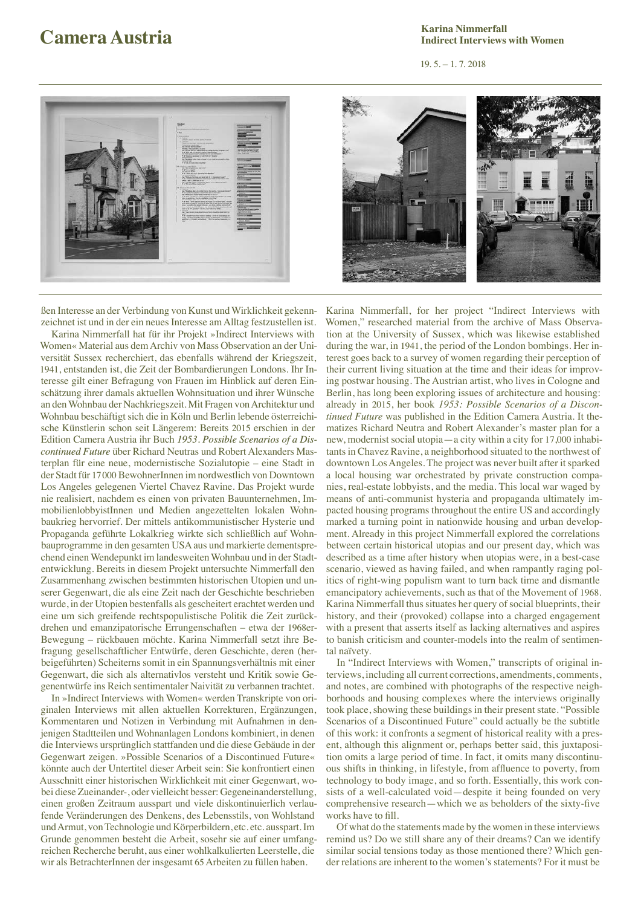ßen Interesse an der Verbindung von Kunst und Wirklichkeit gekennzeichnet ist und in der ein neues Interesse am Alltag festzustellen ist.

Karina Nimmerfall hat für ihr Projekt »Indirect Interviews with Women« Material aus dem Archiv von Mass Observation an der Universität Sussex recherchiert, das ebenfalls während der Kriegszeit, 1941, entstanden ist, die Zeit der Bombardierungen Londons. Ihr Interesse gilt einer Befragung von Frauen im Hinblick auf deren Einschätzung ihrer damals aktuellen Wohnsituation und ihrer Wünsche an den Wohnbau der Nachkriegszeit. Mit Fragen von Architektur und Wohnbau beschäftigt sich die in Köln und Berlin lebende österreichische Künstlerin schon seit Längerem: Bereits 2015 erschien in der Edition Camera Austria ihr Buch *1953. Possible Scenarios of a Discontinued Future* über Richard Neutras und Robert Alexanders Masterplan für eine neue, modernistische Sozialutopie – eine Stadt in der Stadt für 17000 BewohnerInnen im nordwestlich von Downtown Los Angeles gelegenen Viertel Chavez Ravine. Das Projekt wurde nie realisiert, nachdem es einen von privaten Bauunternehmen, ImmobilienlobbyistInnen und Medien angezettelten lokalen Wohnbaukrieg hervorrief. Der mittels antikommunistischer Hysterie und Propaganda geführte Lokalkrieg wirkte sich schließlich auf Wohnbauprogramme in den gesamten USA aus und markierte dementsprechend einen Wendepunkt im landesweiten Wohnbau und in der Stadtentwicklung. Bereits in diesem Projekt untersuchte Nimmerfall den Zusammenhang zwischen bestimmten historischen Utopien und unserer Gegenwart, die als eine Zeit nach der Geschichte beschrieben wurde, in der Utopien bestenfalls als gescheitert erachtet werden und eine um sich greifende rechtspopulistische Politik die Zeit zurückdrehen und emanzipatorische Errungenschaften – etwa der 1968er-Bewegung – rückbauen möchte. Karina Nimmerfall setzt ihre Befragung gesellschaftlicher Entwürfe, deren Geschichte, deren (herbeigeführten) Scheiterns somit in ein Spannungsverhältnis mit einer Gegenwart, die sich als alternativlos versteht und Kritik sowie Gegenentwürfe ins Reich sentimentaler Naivität zu verbannen trachtet.

In »Indirect Interviews with Women« werden Transkripte von originalen Interviews mit allen aktuellen Korrekturen, Ergänzungen, Kommentaren und Notizen in Verbindung mit Aufnahmen in denjenigen Stadtteilen und Wohnanlagen Londons kombiniert, in denen die Interviews ursprünglich stattfanden und die diese Gebäude in der Gegenwart zeigen. »Possible Scenarios of a Discontinued Future« könnte auch der Untertitel dieser Arbeit sein: Sie konfrontiert einen Ausschnitt einer historischen Wirklichkeit mit einer Gegenwart, wobei diese Zueinander-, oder vielleicht besser: Gegeneinanderstellung, einen großen Zeitraum ausspart und viele diskontinuierlich verlaufende Veränderungen des Denkens, des Lebensstils, von Wohlstand und Armut, von Technologie und Körperbildern, etc. etc. ausspart. Im Grunde genommen besteht die Arbeit, sosehr sie auf einer umfangreichen Recherche beruht, aus einer wohlkalkulierten Leerstelle, die wir als BetrachterInnen der insgesamt 65 Arbeiten zu füllen haben.

Karina Nimmerfall, for her project "Indirect Interviews with Women," researched material from the archive of Mass Observation at the University of Sussex, which was likewise established during the war, in 1941, the period of the London bombings. Her interest goes back to a survey of women regarding their perception of their current living situation at the time and their ideas for improving postwar housing. The Austrian artist, who lives in Cologne and Berlin, has long been exploring issues of architecture and housing: already in 2015, her book *1953: Possible Scenarios of a Discontinued Future* was published in the Edition Camera Austria. It thematizes Richard Neutra and Robert Alexander's master plan for a new, modernist social utopia—a city within a city for 17,000 inhabitants in Chavez Ravine, a neighborhood situated to the northwest of downtown Los Angeles. The project was never built after it sparked a local housing war orchestrated by private construction companies, real-estate lobbyists, and the media. This local war waged by means of anti-communist hysteria and propaganda ultimately impacted housing programs throughout the entire US and accordingly marked a turning point in nationwide housing and urban development. Already in this project Nimmerfall explored the correlations between certain historical utopias and our present day, which was described as a time after history when utopias were, in a best-case scenario, viewed as having failed, and when rampantly raging politics of right-wing populism want to turn back time and dismantle emancipatory achievements, such as that of the Movement of 1968. Karina Nimmerfall thus situates her query of social blueprints, their history, and their (provoked) collapse into a charged engagement with a present that asserts itself as lacking alternatives and aspires to banish criticism and counter-models into the realm of sentimental naïvety.

In "Indirect Interviews with Women," transcripts of original interviews, including all current corrections, amendments, comments, and notes, are combined with photographs of the respective neighborhoods and housing complexes where the interviews originally took place, showing these buildings in their present state. "Possible Scenarios of a Discontinued Future" could actually be the subtitle of this work: it confronts a segment of historical reality with a present, although this alignment or, perhaps better said, this juxtaposition omits a large period of time. In fact, it omits many discontinuous shifts in thinking, in lifestyle, from affluence to poverty, from technology to body image, and so forth. Essentially, this work consists of a well-calculated void—despite it being founded on very comprehensive research—which we as beholders of the sixty-five works have to fill.

Of what do the statements made by the women in these interviews remind us? Do we still share any of their dreams? Can we identify similar social tensions today as those mentioned there? Which gender relations are inherent to the women's statements? For it must be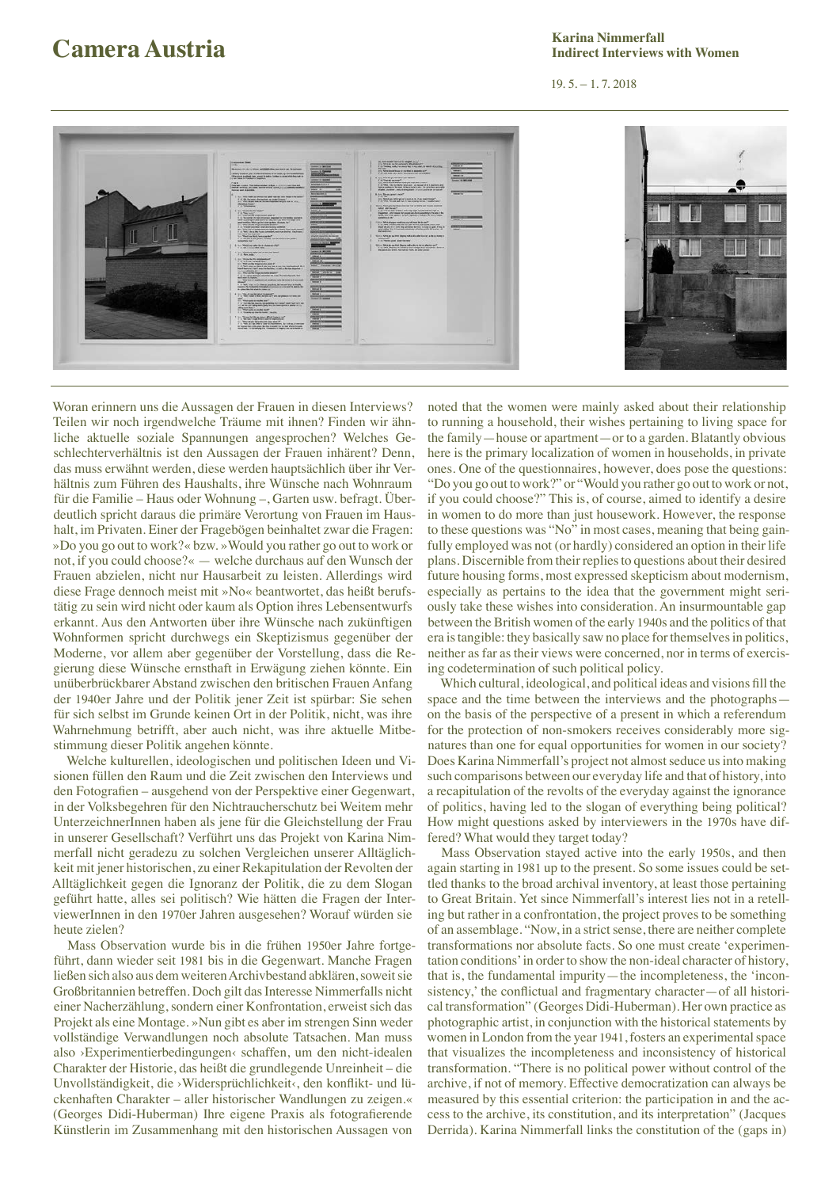Woran erinnern uns die Aussagen der Frauen in diesen Interviews? Teilen wir noch irgendwelche Träume mit ihnen? Finden wir ähnliche aktuelle soziale Spannungen angesprochen? Welches Geschlechterverhältnis ist den Aussagen der Frauen inhärent? Denn, das muss erwähnt werden, diese werden hauptsächlich über ihr Verhältnis zum Führen des Haushalts, ihre Wünsche nach Wohnraum für die Familie – Haus oder Wohnung –, Garten usw. befragt. Überdeutlich spricht daraus die primäre Verortung von Frauen im Haushalt, im Privaten. Einer der Fragebögen beinhaltet zwar die Fragen: »Do you go out to work?« bzw. »Would you rather go out to work or not, if you could choose?« — welche durchaus auf den Wunsch der Frauen abzielen, nicht nur Hausarbeit zu leisten. Allerdings wird diese Frage dennoch meist mit »No« beantwortet, das heißt berufstätig zu sein wird nicht oder kaum als Option ihres Lebensentwurfs erkannt. Aus den Antworten über ihre Wünsche nach zukünftigen Wohnformen spricht durchwegs ein Skeptizismus gegenüber der Moderne, vor allem aber gegenüber der Vorstellung, dass die Regierung diese Wünsche ernsthaft in Erwägung ziehen könnte. Ein unüberbrückbarer Abstand zwischen den britischen Frauen Anfang der 1940er Jahre und der Politik jener Zeit ist spürbar: Sie sehen für sich selbst im Grunde keinen Ort in der Politik, nicht, was ihre Wahrnehmung betrifft, aber auch nicht, was ihre aktuelle Mitbestimmung dieser Politik angehen könnte.

Welche kulturellen, ideologischen und politischen Ideen und Visionen füllen den Raum und die Zeit zwischen den Interviews und den Fotografien – ausgehend von der Perspektive einer Gegenwart, in der Volksbegehren für den Nichtraucherschutz bei Weitem mehr UnterzeichnerInnen haben als jene für die Gleichstellung der Frau in unserer Gesellschaft? Verführt uns das Projekt von Karina Nimmerfall nicht geradezu zu solchen Vergleichen unserer Alltäglichkeit mit jener historischen, zu einer Rekapitulation der Revolten der Alltäglichkeit gegen die Ignoranz der Politik, die zu dem Slogan geführt hatte, alles sei politisch? Wie hätten die Fragen der InterviewerInnen in den 1970er Jahren ausgesehen? Worauf würden sie heute zielen?

Mass Observation wurde bis in die frühen 1950er Jahre fortgeführt, dann wieder seit 1981 bis in die Gegenwart. Manche Fragen ließen sich also aus dem weiteren Archivbestand abklären, soweit sie Großbritannien betreffen. Doch gilt das Interesse Nimmerfalls nicht einer Nacherzählung, sondern einer Konfrontation, erweist sich das Projekt als eine Montage. »Nun gibt es aber im strengen Sinn weder vollständige Verwandlungen noch absolute Tatsachen. Man muss also ›Experimentierbedingungen‹ schaffen, um den nicht-idealen Charakter der Historie, das heißt die grundlegende Unreinheit – die Unvollständigkeit, die ›Widersprüchlichkeit‹, den konflikt- und lückenhaften Charakter – aller historischer Wandlungen zu zeigen.« (Georges Didi-Huberman) Ihre eigene Praxis als fotografierende Künstlerin im Zusammenhang mit den historischen Aussagen von

noted that the women were mainly asked about their relationship to running a household, their wishes pertaining to living space for the family—house or apartment—or to a garden. Blatantly obvious here is the primary localization of women in households, in private ones. One of the questionnaires, however, does pose the questions: "Do you go out to work?" or "Would you rather go out to work or not, if you could choose?" This is, of course, aimed to identify a desire in women to do more than just housework. However, the response to these questions was "No" in most cases, meaning that being gainfully employed was not (or hardly) considered an option in their life plans. Discernible from their replies to questions about their desired future housing forms, most expressed skepticism about modernism, especially as pertains to the idea that the government might seriously take these wishes into consideration. An insurmountable gap between the British women of the early 1940s and the politics of that era is tangible: they basically saw no place for themselves in politics, neither as far as their views were concerned, nor in terms of exercising codetermination of such political policy.

Which cultural, ideological, and political ideas and visions fill the space and the time between the interviews and the photographs—on the basis of the perspective of a present in which a referendum for the protection of non-smokers receives considerably more signatures than one for equal opportunities for women in our society? Does Karina Nimmerfall's project not almost seduce us into making such comparisons between our everyday life and that of history, into a recapitulation of the revolts of the everyday against the ignorance of politics, having led to the slogan of everything being political? How might questions asked by interviewers in the 1970s have differed? What would they target today?

Mass Observation stayed active into the early 1950s, and then again starting in 1981 up to the present. So some issues could be settled thanks to the broad archival inventory, at least those pertaining to Great Britain. Yet since Nimmerfall's interest lies not in a retelling but rather in a confrontation, the project proves to be something of an assemblage. "Now, in a strict sense, there are neither complete transformations nor absolute facts. So one must create 'experimentation conditions' in order to show the non-ideal character of history, that is, the fundamental impurity—the incompleteness, the 'inconsistency,' the conflictual and fragmentary character—of all historical transformation" (Georges Didi-Huberman). Her own practice as photographic artist, in conjunction with the historical statements by women in London from the year 1941, fosters an experimental space that visualizes the incompleteness and inconsistency of historical transformation. "There is no political power without control of the archive, if not of memory. Effective democratization can always be measured by this essential criterion: the participation in and the access to the archive, its constitution, and its interpretation" (Jacques Derrida). Karina Nimmerfall links the constitution of the (gaps in)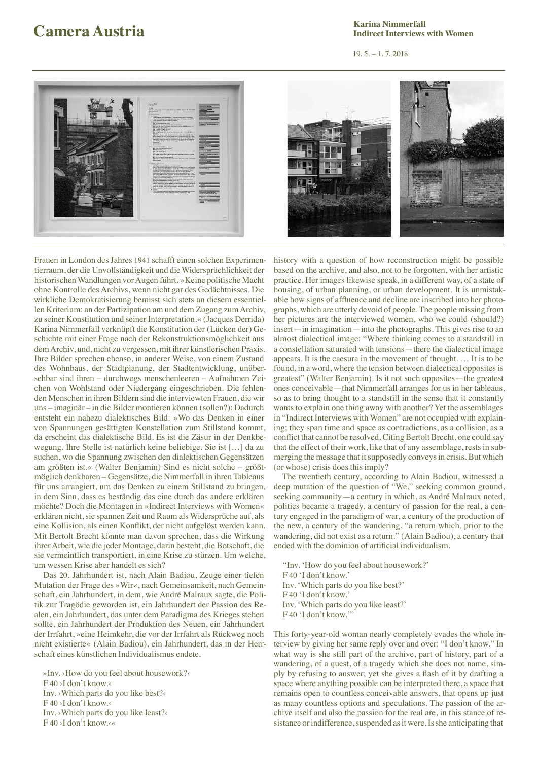Frauen in London des Jahres 1941 schafft einen solchen Experimentierraum, der die Unvollständigkeit und die Widersprüchlichkeit der historischen Wandlungen vor Augen führt. »Keine politische Macht ohne Kontrolle des Archivs, wenn nicht gar des Gedächtnisses. Die wirkliche Demokratisierung bemisst sich stets an diesem essentiellen Kriterium: an der Partizipation am und dem Zugang zum Archiv, zu seiner Konstitution und seiner Interpretation.« (Jacques Derrida) Karina Nimmerfall verknüpft die Konstitution der (Lücken der) Geschichte mit einer Frage nach der Rekonstruktionsmöglichkeit aus dem Archiv, und, nicht zu vergessen, mit ihrer künstlerischen Praxis. Ihre Bilder sprechen ebenso, in anderer Weise, von einem Zustand des Wohnbaus, der Stadtplanung, der Stadtentwicklung, unübersehbar sind ihren – durchwegs menschenleeren – Aufnahmen Zeichen von Wohlstand oder Niedergang eingeschrieben. Die fehlenden Menschen in ihren Bildern sind die interviewten Frauen, die wir uns – imaginär – in die Bilder montieren können (sollen?): Dadurch entsteht ein nahezu dialektisches Bild: »Wo das Denken in einer von Spannungen gesättigten Konstellation zum Stillstand kommt, da erscheint das dialektische Bild. Es ist die Zäsur in der Denkbewegung. Ihre Stelle ist natürlich keine beliebige. Sie ist […] da zu suchen, wo die Spannung zwischen den dialektischen Gegensätzen am größten ist.« (Walter Benjamin) Sind es nicht solche – größtmöglich denkbaren – Gegensätze, die Nimmerfall in ihren Tableaus für uns arrangiert, um das Denken zu einem Stillstand zu bringen, in dem Sinn, dass es beständig das eine durch das andere erklären möchte? Doch die Montagen in »Indirect Interviews with Women« erklären nicht, sie spannen Zeit und Raum als Widersprüche auf, als eine Kollision, als einen Konflikt, der nicht aufgelöst werden kann. Mit Bertolt Brecht könnte man davon sprechen, dass die Wirkung ihrer Arbeit, wie die jeder Montage, darin besteht, die Botschaft, die sie vermeintlich transportiert, in eine Krise zu stürzen. Um welche, um wessen Krise aber handelt es sich?

Das 20. Jahrhundert, ist, nach Alain Badiou, Zeuge einer tiefen Mutation der Frage des »Wir«, nach Gemeinsamkeit, nach Gemeinschaft, ein Jahrhundert, in dem, wie André Malraux sagte, die Politik zur Tragödie geworden ist, ein Jahrhundert der Passion des Realen, ein Jahrhundert, das unter dem Paradigma des Krieges stehen sollte, ein Jahrhundert der Produktion des Neuen, ein Jahrhundert der Irrfahrt, »eine Heimkehr, die vor der Irrfahrt als Rückweg noch nicht existierte« (Alain Badiou), ein Jahrhundert, das in der Herrschaft eines künstlichen Individualismus endete.

»Inv. ›How do you feel about housework?‹
F 40 ›I don't know.‹
Inv. ›Which parts do you like best?‹
F 40 ›I don't know.‹
Inv. ›Which parts do you like least?‹
F 40 ›I don't know.‹«

history with a question of how reconstruction might be possible based on the archive, and also, not to be forgotten, with her artistic practice. Her images likewise speak, in a different way, of a state of housing, of urban planning, or urban development. It is unmistakable how signs of affluence and decline are inscribed into her photographs, which are utterly devoid of people. The people missing from her pictures are the interviewed women, who we could (should?) insert—in imagination—into the photographs. This gives rise to an almost dialectical image: "Where thinking comes to a standstill in a constellation saturated with tensions—there the dialectical image appears. It is the caesura in the movement of thought. … It is to be found, in a word, where the tension between dialectical opposites is greatest" (Walter Benjamin). Is it not such opposites—the greatest ones conceivable—that Nimmerfall arranges for us in her tableaus, so as to bring thought to a standstill in the sense that it constantly wants to explain one thing away with another? Yet the assemblages in "Indirect Interviews with Women" are not occupied with explaining; they span time and space as contradictions, as a collision, as a conflict that cannot be resolved. Citing Bertolt Brecht, one could say that the effect of their work, like that of any assemblage, rests in submerging the message that it supposedly conveys in crisis. But which (or whose) crisis does this imply?

The twentieth century, according to Alain Badiou, witnessed a deep mutation of the question of "We," seeking common ground, seeking community—a century in which, as André Malraux noted, politics became a tragedy, a century of passion for the real, a century engaged in the paradigm of war, a century of the production of the new, a century of the wandering, "a return which, prior to the wandering, did not exist as a return." (Alain Badiou), a century that ended with the dominion of artificial individualism.

"Inv. 'How do you feel about housework?'
F 40 'I don't know.'
Inv. 'Which parts do you like best?'
F 40 'I don't know.'
Inv. 'Which parts do you like least?'
F 40 'I don't know.'"

This forty-year-old woman nearly completely evades the whole interview by giving her same reply over and over: "I don't know." In what way is she still part of the archive, part of history, part of a wandering, of a quest, of a tragedy which she does not name, simply by refusing to answer; yet she gives a flash of it by drafting a space where anything possible can be interpreted there, a space that remains open to countless conceivable answers, that opens up just as many countless options and speculations. The passion of the archive itself and also the passion for the real are, in this stance of resistance or indifference, suspended as it were. Is she anticipating that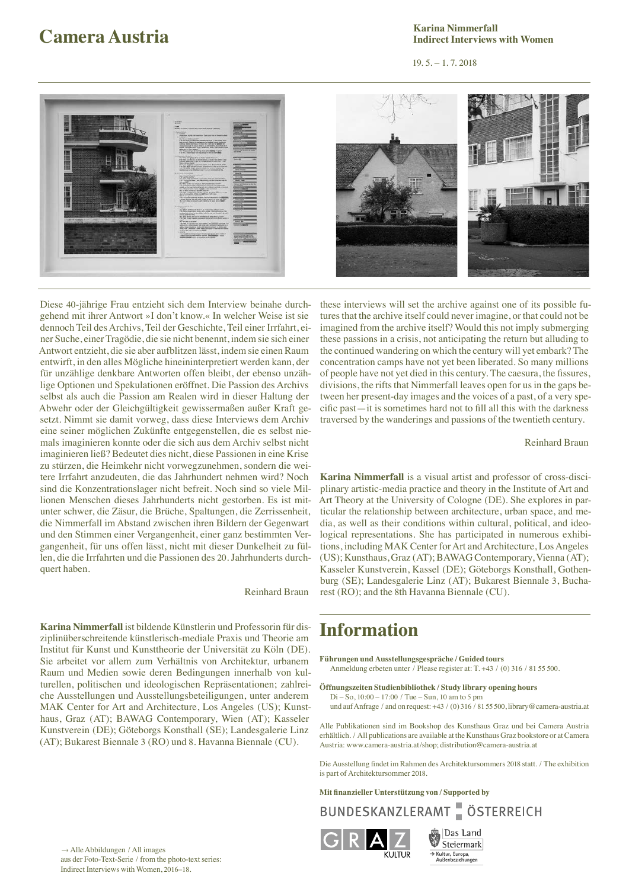# Camera Austria

**Karina Nimmerfall**
**Indirect Interviews with Women**

19. 5. – 1. 7. 2018

Diese 40-jährige Frau entzieht sich dem Interview beinahe durchgehend mit ihrer Antwort »I don't know.« In welcher Weise ist sie dennoch Teil des Archivs, Teil der Geschichte, Teil einer Irrfahrt, einer Suche, einer Tragödie, die sie nicht benennt, indem sie sich einer Antwort entzieht, die sie aber aufblitzen lässt, indem sie einen Raum entwirft, in den alles Mögliche hineininterpretiert werden kann, der für unzählige denkbare Antworten offen bleibt, der ebenso unzählige Optionen und Spekulationen eröffnet. Die Passion des Archivs selbst als auch die Passion am Realen wird in dieser Haltung der Abwehr oder der Gleichgültigkeit gewissermaßen außer Kraft gesetzt. Nimmt sie damit vorweg, dass diese Interviews dem Archiv eine seiner möglichen Zukünfte entgegenstellen, die es selbst niemals imaginieren konnte oder die sich aus dem Archiv selbst nicht imaginieren ließ? Bedeutet dies nicht, diese Passionen in eine Krise zu stürzen, die Heimkehr nicht vorwegzunehmen, sondern die weitere Irrfahrt anzudeuten, die das Jahrhundert nehmen wird? Noch sind die Konzentrationslager nicht befreit. Noch sind so viele Millionen Menschen dieses Jahrhunderts nicht gestorben. Es ist mitunter schwer, die Zäsur, die Brüche, Spaltungen, die Zerrissenheit, die Nimmerfall im Abstand zwischen ihren Bildern der Gegenwart und den Stimmen einer Vergangenheit, einer ganz bestimmten Vergangenheit, für uns offen lässt, nicht mit dieser Dunkelheit zu füllen, die die Irrfahrten und die Passionen des 20. Jahrhunderts durchquert haben.

Reinhard Braun

**Karina Nimmerfall** ist bildende Künstlerin und Professorin für disziplinüberschreitende künstlerisch-mediale Praxis und Theorie am Institut für Kunst und Kunsttheorie der Universität zu Köln (DE). Sie arbeitet vor allem zum Verhältnis von Architektur, urbanem Raum und Medien sowie deren Bedingungen innerhalb von kulturellen, politischen und ideologischen Repräsentationen; zahlreiche Ausstellungen und Ausstellungsbeteiligungen, unter anderem MAK Center for Art and Architecture, Los Angeles (US); Kunsthaus, Graz (AT); BAWAG Contemporary, Wien (AT); Kasseler Kunstverein (DE); Göteborgs Konsthall (SE); Landesgalerie Linz (AT); Bukarest Biennale 3 (RO) und 8. Havanna Biennale (CU).

these interviews will set the archive against one of its possible futures that the archive itself could never imagine, or that could not be imagined from the archive itself? Would this not imply submerging these passions in a crisis, not anticipating the return but alluding to the continued wandering on which the century will yet embark? The concentration camps have not yet been liberated. So many millions of people have not yet died in this century. The caesura, the fissures, divisions, the rifts that Nimmerfall leaves open for us in the gaps between her present-day images and the voices of a past, of a very specific past—it is sometimes hard not to fill all this with the darkness traversed by the wanderings and passions of the twentieth century.

Reinhard Braun

**Karina Nimmerfall** is a visual artist and professor of cross-disciplinary artistic-media practice and theory in the Institute of Art and Art Theory at the University of Cologne (DE). She explores in particular the relationship between architecture, urban space, and media, as well as their conditions within cultural, political, and ideological representations. She has participated in numerous exhibitions, including MAK Center for Art and Architecture, Los Angeles (US); Kunsthaus, Graz (AT); BAWAG Contemporary, Vienna (AT); Kasseler Kunstverein, Kassel (DE); Göteborgs Konsthall, Gothenburg (SE); Landesgalerie Linz (AT); Bukarest Biennale 3, Bucharest (RO); and the 8th Havanna Biennale (CU).

## Information

**Führungen und Ausstellungsgespräche / Guided tours**
Anmeldung erbeten unter / Please register at: T. +43 / (0) 316 / 81 55 500.

**Öffnungszeiten Studienbibliothek / Study library opening hours**
Di – So, 10:00 – 17:00 / Tue – Sun, 10 am to 5 pm
und auf Anfrage / and on request: +43 / (0) 316 / 81 55 500, library@camera-austria.at

Alle Publikationen sind im Bookshop des Kunsthaus Graz und bei Camera Austria erhältlich. / All publications are available at the Kunsthaus Graz bookstore or at Camera Austria: www.camera-austria.at/shop; distribution@camera-austria.at

Die Ausstellung findet im Rahmen des Architektursommers 2018 statt. / The exhibition is part of Architektursommer 2018.

**Mit finanzieller Unterstützung von / Supported by**

BUNDESKANZLERAMT ÖSTERREICH

GRAZ KULTUR

Das Land Steiermark → Kultur, Europa, Außenbeziehungen

→ Alle Abbildungen / All images aus der Foto-Text-Serie / from the photo-text series: Indirect Interviews with Women, 2016–18.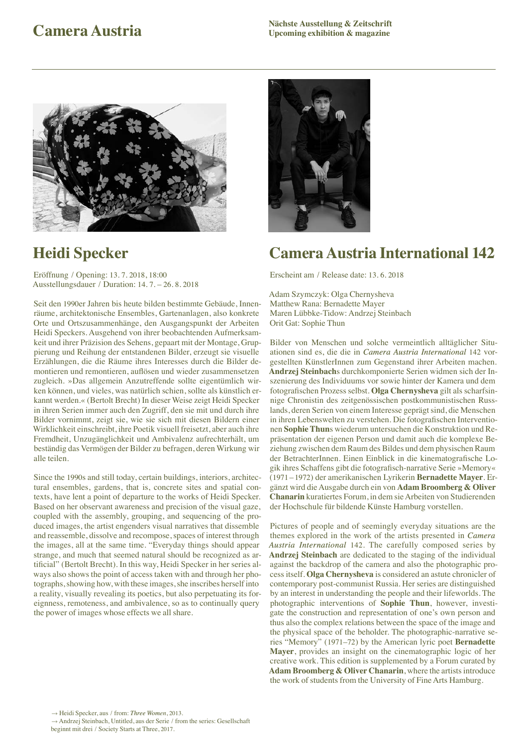# Camera Austria

**Nächste Ausstellung & Zeitschrift**
**Upcoming exhibition & magazine**

## Heidi Specker

Eröffnung / Opening: 13. 7. 2018, 18:00
Ausstellungsdauer / Duration: 14. 7. – 26. 8. 2018

Seit den 1990er Jahren bis heute bilden bestimmte Gebäude, Innenräume, architektonische Ensembles, Gartenanlagen, also konkrete Orte und Ortszusammenhänge, den Ausgangspunkt der Arbeiten Heidi Speckers. Ausgehend von ihrer beobachtenden Aufmerksamkeit und ihrer Präzision des Sehens, gepaart mit der Montage, Gruppierung und Reihung der entstandenen Bilder, erzeugt sie visuelle Erzählungen, die die Räume ihres Interesses durch die Bilder demontieren und remontieren, auflösen und wieder zusammensetzen zugleich. »Das allgemein Anzutreffende sollte eigentümlich wirken können, und vieles, was natürlich schien, sollte als künstlich erkannt werden.« (Bertolt Brecht) In dieser Weise zeigt Heidi Specker in ihren Serien immer auch den Zugriff, den sie mit und durch ihre Bilder vornimmt, zeigt sie, wie sie sich mit diesen Bildern einer Wirklichkeit einschreibt, ihre Poetik visuell freisetzt, aber auch ihre Fremdheit, Unzugänglichkeit und Ambivalenz aufrechterhält, um beständig das Vermögen der Bilder zu befragen, deren Wirkung wir alle teilen.

Since the 1990s and still today, certain buildings, interiors, architectural ensembles, gardens, that is, concrete sites and spatial contexts, have lent a point of departure to the works of Heidi Specker. Based on her observant awareness and precision of the visual gaze, coupled with the assembly, grouping, and sequencing of the produced images, the artist engenders visual narratives that dissemble and reassemble, dissolve and recompose, spaces of interest through the images, all at the same time. "Everyday things should appear strange, and much that seemed natural should be recognized as artificial" (Bertolt Brecht). In this way, Heidi Specker in her series always also shows the point of access taken with and through her photographs, showing how, with these images, she inscribes herself into a reality, visually revealing its poetics, but also perpetuating its foreignness, remoteness, and ambivalence, so as to continually query the power of images whose effects we all share.

## Camera Austria International 142

Erscheint am / Release date: 13. 6. 2018

Adam Szymczyk: Olga Chernysheva
Matthew Rana: Bernadette Mayer
Maren Lübbke-Tidow: Andrzej Steinbach
Orit Gat: Sophie Thun

Bilder von Menschen und solche vermeintlich alltäglicher Situationen sind es, die die in *Camera Austria International* 142 vorgestellten KünstlerInnen zum Gegenstand ihrer Arbeiten machen. **Andrzej Steinbach**s durchkomponierte Serien widmen sich der Inszenierung des Individuums vor sowie hinter der Kamera und dem fotografischen Prozess selbst. **Olga Chernysheva** gilt als scharfsinnige Chronistin des zeitgenössischen postkommunistischen Russlands, deren Serien von einem Interesse geprägt sind, die Menschen in ihren Lebenswelten zu verstehen. Die fotografischen Interventionen **Sophie Thun**s wiederum untersuchen die Konstruktion und Repräsentation der eigenen Person und damit auch die komplexe Beziehung zwischen dem Raum des Bildes und dem physischen Raum der BetrachterInnen. Einen Einblick in die kinematografische Logik ihres Schaffens gibt die fotografisch-narrative Serie »Memory« (1971 – 1972) der amerikanischen Lyrikerin **Bernadette Mayer**. Ergänzt wird die Ausgabe durch ein von **Adam Broomberg & Oliver Chanarin** kuratiertes Forum, in dem sie Arbeiten von Studierenden der Hochschule für bildende Künste Hamburg vorstellen.

Pictures of people and of seemingly everyday situations are the themes explored in the work of the artists presented in *Camera Austria International* 142. The carefully composed series by **Andrzej Steinbach** are dedicated to the staging of the individual against the backdrop of the camera and also the photographic process itself. **Olga Chernysheva** is considered an astute chronicler of contemporary post-communist Russia. Her series are distinguished by an interest in understanding the people and their lifeworlds. The photographic interventions of **Sophie Thun**, however, investigate the construction and representation of one's own person and thus also the complex relations between the space of the image and the physical space of the beholder. The photographic-narrative series "Memory" (1971–72) by the American lyric poet **Bernadette Mayer**, provides an insight on the cinematographic logic of her creative work. This edition is supplemented by a Forum curated by **Adam Broomberg & Oliver Chanarin**, where the artists introduce the work of students from the University of Fine Arts Hamburg.

→ Heidi Specker, aus / from: *Three Women*, 2013.
→ Andrzej Steinbach, Untitled, aus der Serie / from the series: Gesellschaft beginnt mit drei / Society Starts at Three, 2017.